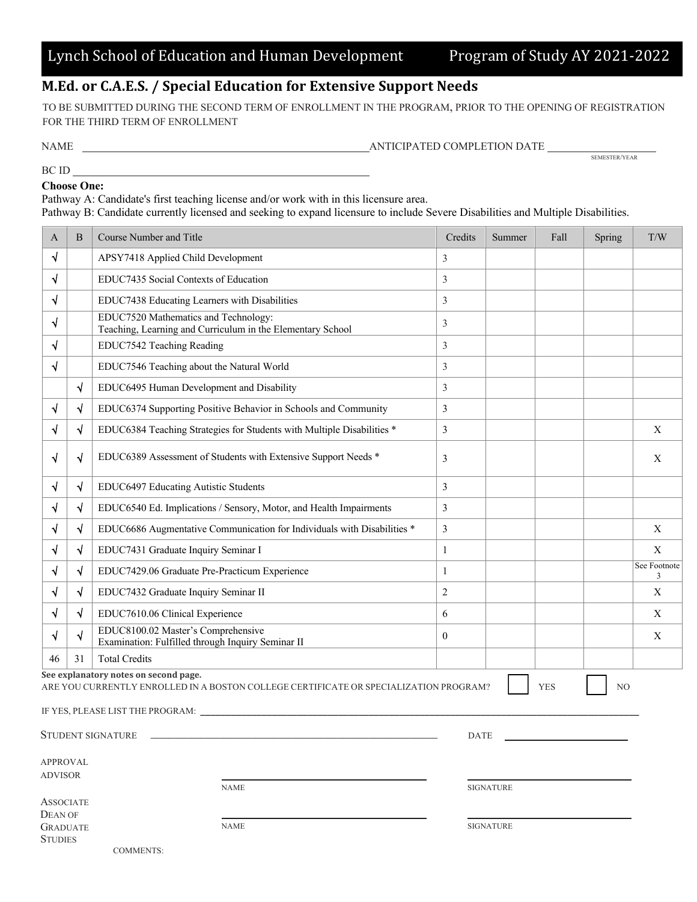# Lynch School of Education and Human Development — Program of Study AY 2021-2022

## M.Ed. or C.A.E.S. / Special Education for Extensive Support Needs

TO BE SUBMITTED DURING THE SECOND TERM OF ENROLLMENT IN THE PROGRAM, PRIOR TO THE OPENING OF REGISTRATION FOR THE THIRD TERM OF ENROLLMENT

NAME ______________________________ ANTICIPATED COMPLETION DATE ______________ (SEMESTER/YEAR)

BC ID ______________________________

**Choose One:**

Pathway A: Candidate's first teaching license and/or work with in this licensure area.

Pathway B: Candidate currently licensed and seeking to expand licensure to include Severe Disabilities and Multiple Disabilities.

| A | B | Course Number and Title | Credits | Summer | Fall | Spring | T/W |
|---|---|---|---|---|---|---|---|
| √ | | APSY7418 Applied Child Development | 3 | | | | |
| √ | | EDUC7435 Social Contexts of Education | 3 | | | | |
| √ | | EDUC7438 Educating Learners with Disabilities | 3 | | | | |
| √ | | EDUC7520 Mathematics and Technology: Teaching, Learning and Curriculum in the Elementary School | 3 | | | | |
| √ | | EDUC7542 Teaching Reading | 3 | | | | |
| √ | | EDUC7546 Teaching about the Natural World | 3 | | | | |
| | √ | EDUC6495 Human Development and Disability | 3 | | | | |
| √ | √ | EDUC6374 Supporting Positive Behavior in Schools and Community | 3 | | | | |
| √ | √ | EDUC6384 Teaching Strategies for Students with Multiple Disabilities * | 3 | | | | X |
| √ | √ | EDUC6389 Assessment of Students with Extensive Support Needs * | 3 | | | | X |
| √ | √ | EDUC6497 Educating Autistic Students | 3 | | | | |
| √ | √ | EDUC6540 Ed. Implications / Sensory, Motor, and Health Impairments | 3 | | | | |
| √ | √ | EDUC6686 Augmentative Communication for Individuals with Disabilities * | 3 | | | | X |
| √ | √ | EDUC7431 Graduate Inquiry Seminar I | 1 | | | | X |
| √ | √ | EDUC7429.06 Graduate Pre-Practicum Experience | 1 | | | | See Footnote 3 |
| √ | √ | EDUC7432 Graduate Inquiry Seminar II | 2 | | | | X |
| √ | √ | EDUC7610.06 Clinical Experience | 6 | | | | X |
| √ | √ | EDUC8100.02 Master's Comprehensive Examination: Fulfilled through Inquiry Seminar II | 0 | | | | X |
| 46 | 31 | Total Credits | | | | | |

**See explanatory notes on second page.**

ARE YOU CURRENTLY ENROLLED IN A BOSTON COLLEGE CERTIFICATE OR SPECIALIZATION PROGRAM? ☐ YES ☐ NO

IF YES, PLEASE LIST THE PROGRAM: ______________________________

STUDENT SIGNATURE ______________________________ DATE ______________

APPROVAL

ADVISOR ______________________ (NAME) ______________________ (SIGNATURE)

ASSOCIATE DEAN OF GRADUATE STUDIES ______________________ (NAME) ______________________ (SIGNATURE)

COMMENTS: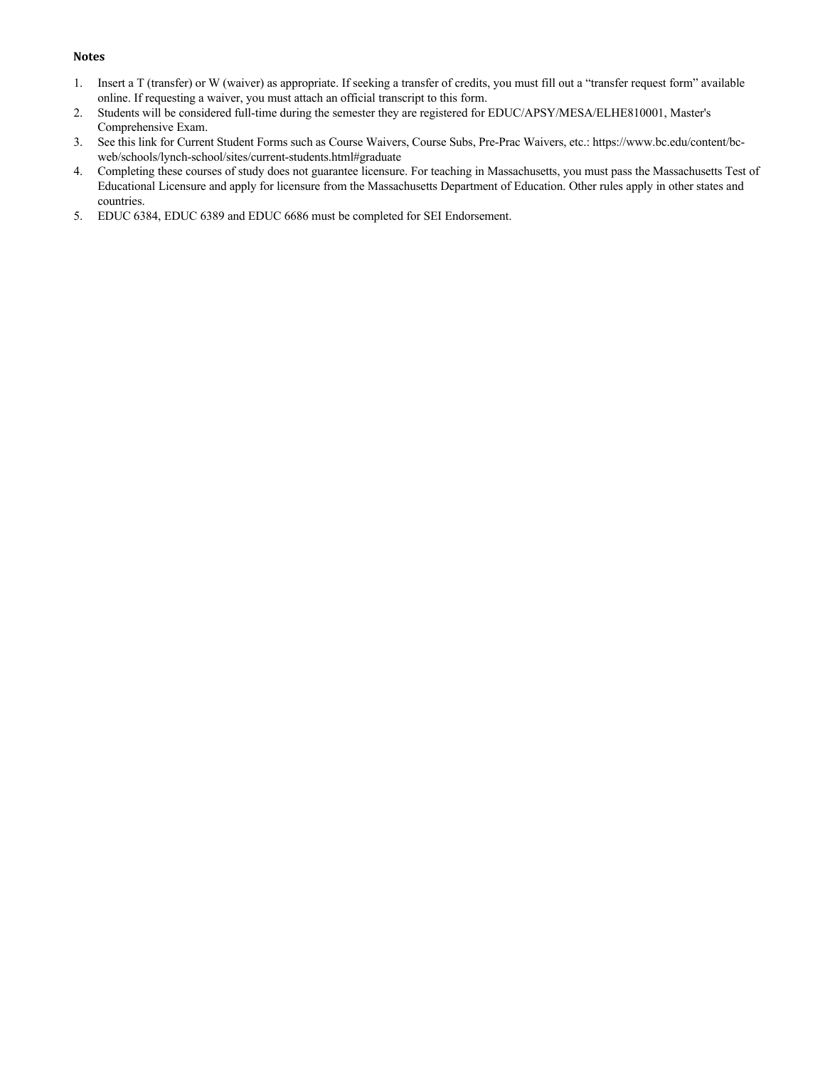**Notes**

1. Insert a T (transfer) or W (waiver) as appropriate. If seeking a transfer of credits, you must fill out a "transfer request form" available online. If requesting a waiver, you must attach an official transcript to this form.
2. Students will be considered full-time during the semester they are registered for EDUC/APSY/MESA/ELHE810001, Master's Comprehensive Exam.
3. See this link for Current Student Forms such as Course Waivers, Course Subs, Pre-Prac Waivers, etc.: https://www.bc.edu/content/bc-web/schools/lynch-school/sites/current-students.html#graduate
4. Completing these courses of study does not guarantee licensure. For teaching in Massachusetts, you must pass the Massachusetts Test of Educational Licensure and apply for licensure from the Massachusetts Department of Education. Other rules apply in other states and countries.
5. EDUC 6384, EDUC 6389 and EDUC 6686 must be completed for SEI Endorsement.